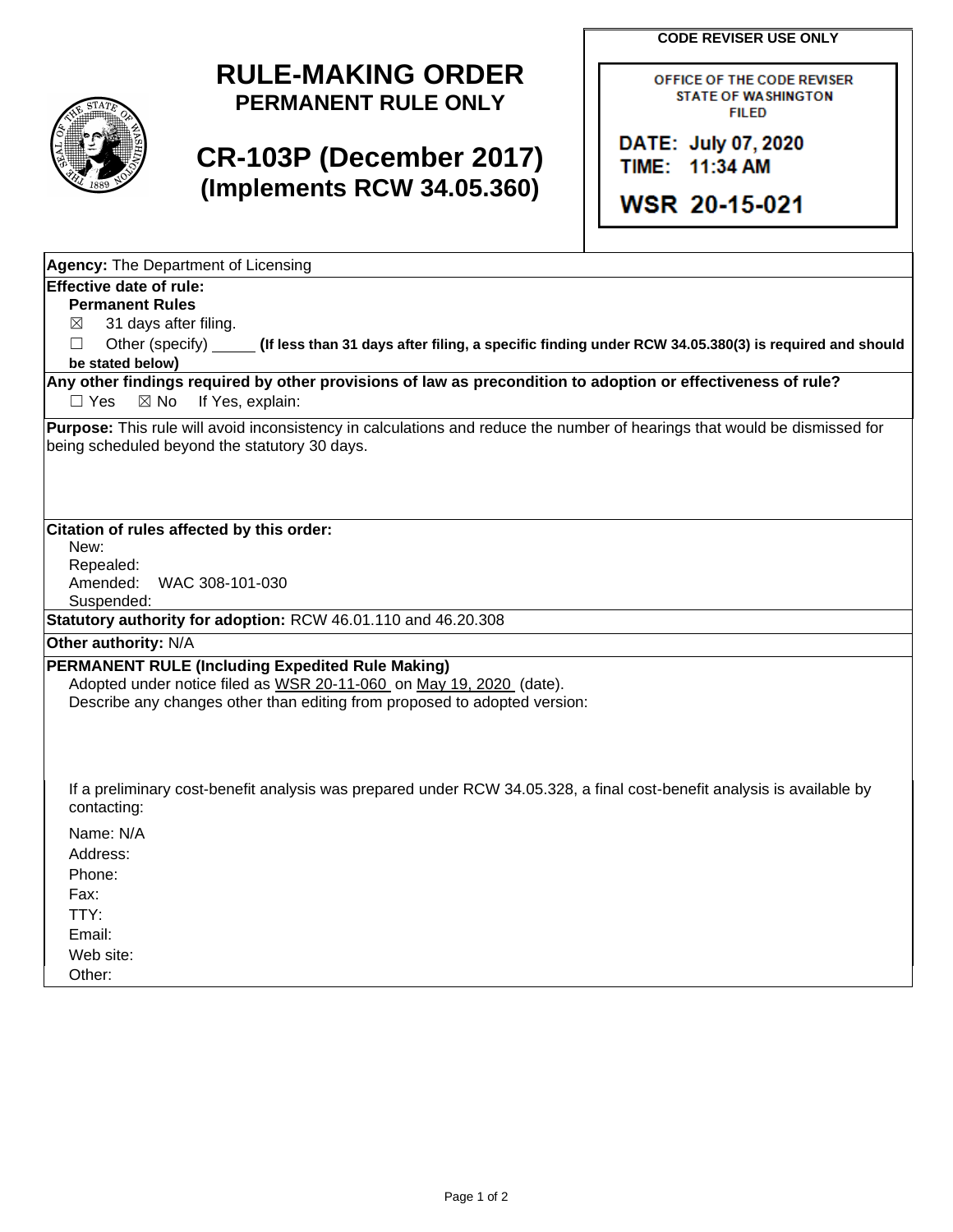# RULE-MAKING ORDER
## PERMANENT RULE ONLY

## CR-103P (December 2017)
### (Implements RCW 34.05.360)

**CODE REVISER USE ONLY**

OFFICE OF THE CODE REVISER
STATE OF WASHINGTON
FILED

DATE: July 07, 2020
TIME: 11:34 AM

WSR 20-15-021

**Agency:** The Department of Licensing

**Effective date of rule:**

**Permanent Rules**

☒ 31 days after filing.

☐ Other (specify) _____ **(If less than 31 days after filing, a specific finding under RCW 34.05.380(3) is required and should be stated below)**

**Any other findings required by other provisions of law as precondition to adoption or effectiveness of rule?**

☐ Yes ☒ No If Yes, explain:

**Purpose:** This rule will avoid inconsistency in calculations and reduce the number of hearings that would be dismissed for being scheduled beyond the statutory 30 days.

**Citation of rules affected by this order:**

New:
Repealed:
Amended: WAC 308-101-030
Suspended:

**Statutory authority for adoption:** RCW 46.01.110 and 46.20.308

**Other authority:** N/A

**PERMANENT RULE (Including Expedited Rule Making)**

Adopted under notice filed as WSR 20-11-060 on May 19, 2020 (date).

Describe any changes other than editing from proposed to adopted version:

If a preliminary cost-benefit analysis was prepared under RCW 34.05.328, a final cost-benefit analysis is available by contacting:

Name: N/A
Address:
Phone:
Fax:
TTY:
Email:
Web site:
Other: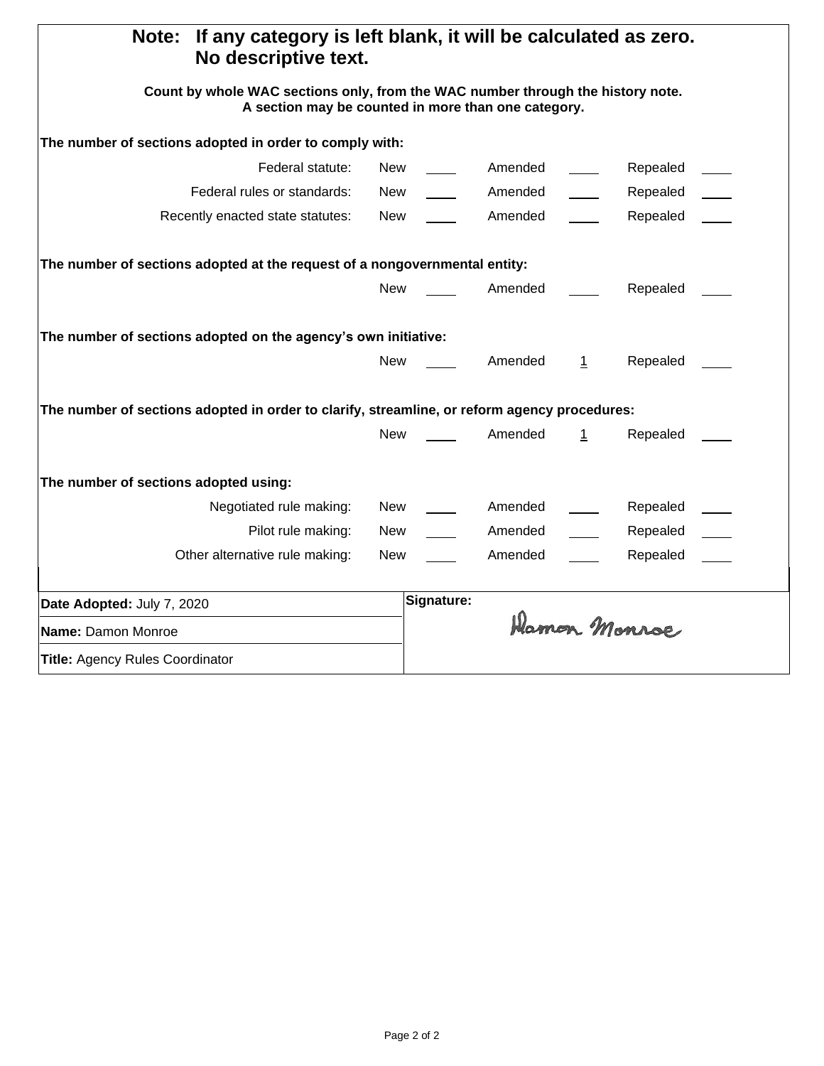**Note: If any category is left blank, it will be calculated as zero.**
**No descriptive text.**

**Count by whole WAC sections only, from the WAC number through the history note.**
**A section may be counted in more than one category.**

**The number of sections adopted in order to comply with:**

| | | | | | | |
|---|---|---|---|---|---|---|
| Federal statute: | New | | Amended | | Repealed | |
| Federal rules or standards: | New | | Amended | | Repealed | |
| Recently enacted state statutes: | New | | Amended | | Repealed | |

**The number of sections adopted at the request of a nongovernmental entity:**

| | | | | | |
|---|---|---|---|---|---|
| New | | Amended | | Repealed | |

**The number of sections adopted on the agency's own initiative:**

| | | | | | |
|---|---|---|---|---|---|
| New | | Amended | 1 | Repealed | |

**The number of sections adopted in order to clarify, streamline, or reform agency procedures:**

| | | | | | |
|---|---|---|---|---|---|
| New | | Amended | 1 | Repealed | |

**The number of sections adopted using:**

| | | | | | | |
|---|---|---|---|---|---|---|
| Negotiated rule making: | New | | Amended | | Repealed | |
| Pilot rule making: | New | | Amended | | Repealed | |
| Other alternative rule making: | New | | Amended | | Repealed | |

| | |
|---|---|
| **Date Adopted:** July 7, 2020 | **Signature:** Damon Monroe |
| **Name:** Damon Monroe | |
| **Title:** Agency Rules Coordinator | |